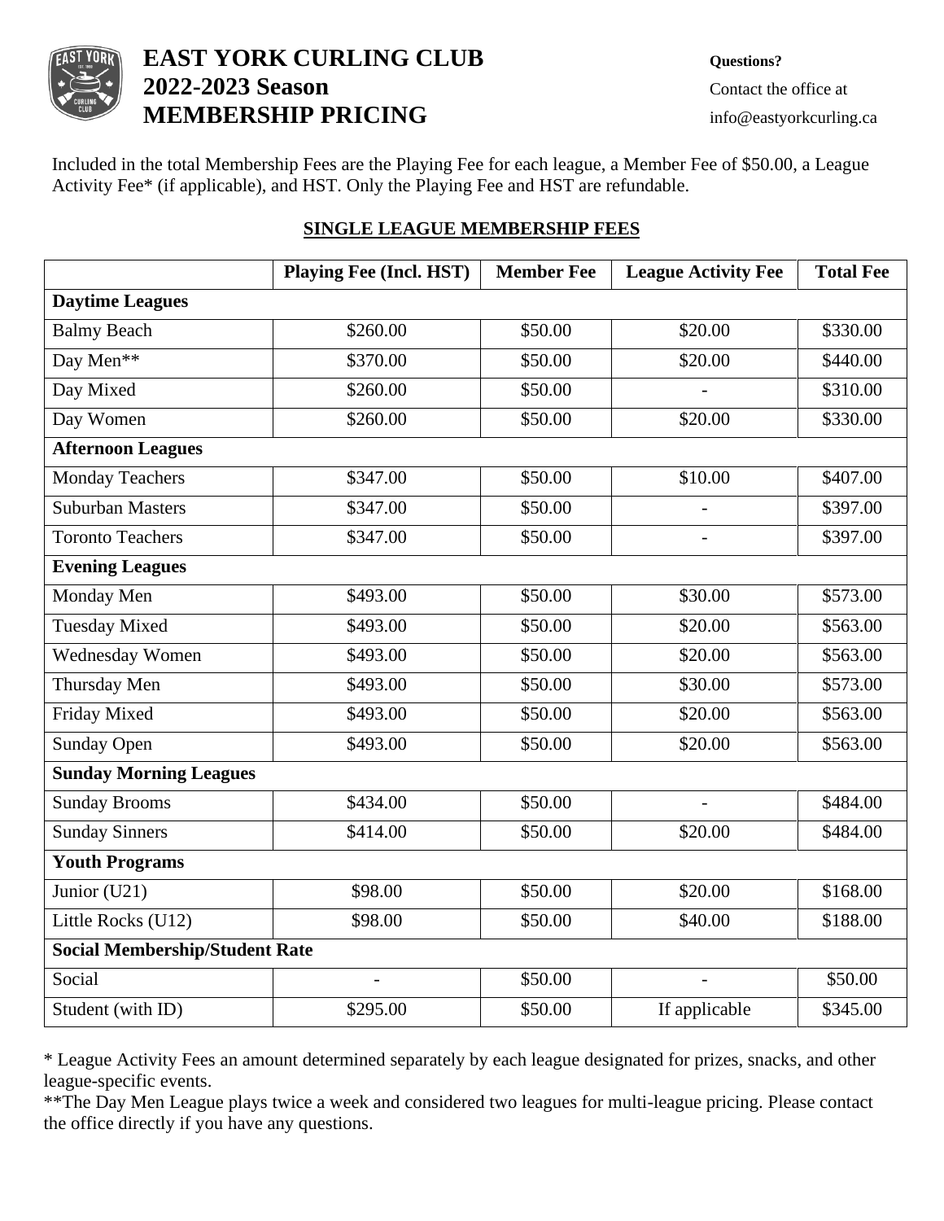# EAST YORK CURLING CLUB 2022-2023 Season MEMBERSHIP PRICING

**Questions?**
Contact the office at
info@eastyorkcurling.ca

Included in the total Membership Fees are the Playing Fee for each league, a Member Fee of $50.00, a League Activity Fee* (if applicable), and HST. Only the Playing Fee and HST are refundable.

## SINGLE LEAGUE MEMBERSHIP FEES

| | Playing Fee (Incl. HST) | Member Fee | League Activity Fee | Total Fee |
|---|---|---|---|---|
| **Daytime Leagues** | | | | |
| Balmy Beach | $260.00 | $50.00 | $20.00 | $330.00 |
| Day Men** | $370.00 | $50.00 | $20.00 | $440.00 |
| Day Mixed | $260.00 | $50.00 | - | $310.00 |
| Day Women | $260.00 | $50.00 | $20.00 | $330.00 |
| **Afternoon Leagues** | | | | |
| Monday Teachers | $347.00 | $50.00 | $10.00 | $407.00 |
| Suburban Masters | $347.00 | $50.00 | - | $397.00 |
| Toronto Teachers | $347.00 | $50.00 | - | $397.00 |
| **Evening Leagues** | | | | |
| Monday Men | $493.00 | $50.00 | $30.00 | $573.00 |
| Tuesday Mixed | $493.00 | $50.00 | $20.00 | $563.00 |
| Wednesday Women | $493.00 | $50.00 | $20.00 | $563.00 |
| Thursday Men | $493.00 | $50.00 | $30.00 | $573.00 |
| Friday Mixed | $493.00 | $50.00 | $20.00 | $563.00 |
| Sunday Open | $493.00 | $50.00 | $20.00 | $563.00 |
| **Sunday Morning Leagues** | | | | |
| Sunday Brooms | $434.00 | $50.00 | - | $484.00 |
| Sunday Sinners | $414.00 | $50.00 | $20.00 | $484.00 |
| **Youth Programs** | | | | |
| Junior (U21) | $98.00 | $50.00 | $20.00 | $168.00 |
| Little Rocks (U12) | $98.00 | $50.00 | $40.00 | $188.00 |
| **Social Membership/Student Rate** | | | | |
| Social | - | $50.00 | - | $50.00 |
| Student (with ID) | $295.00 | $50.00 | If applicable | $345.00 |

* League Activity Fees an amount determined separately by each league designated for prizes, snacks, and other league-specific events.

**The Day Men League plays twice a week and considered two leagues for multi-league pricing. Please contact the office directly if you have any questions.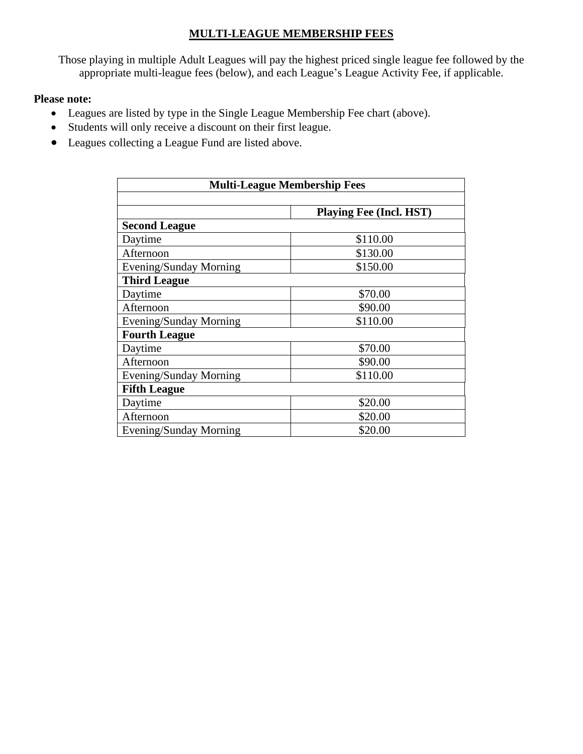# MULTI-LEAGUE MEMBERSHIP FEES

Those playing in multiple Adult Leagues will pay the highest priced single league fee followed by the appropriate multi-league fees (below), and each League's League Activity Fee, if applicable.

**Please note:**

- Leagues are listed by type in the Single League Membership Fee chart (above).
- Students will only receive a discount on their first league.
- Leagues collecting a League Fund are listed above.

| Multi-League Membership Fees | |
|---|---|
| | |
| | **Playing Fee (Incl. HST)** |
| **Second League** | |
| Daytime | $110.00 |
| Afternoon | $130.00 |
| Evening/Sunday Morning | $150.00 |
| **Third League** | |
| Daytime | $70.00 |
| Afternoon | $90.00 |
| Evening/Sunday Morning | $110.00 |
| **Fourth League** | |
| Daytime | $70.00 |
| Afternoon | $90.00 |
| Evening/Sunday Morning | $110.00 |
| **Fifth League** | |
| Daytime | $20.00 |
| Afternoon | $20.00 |
| Evening/Sunday Morning | $20.00 |